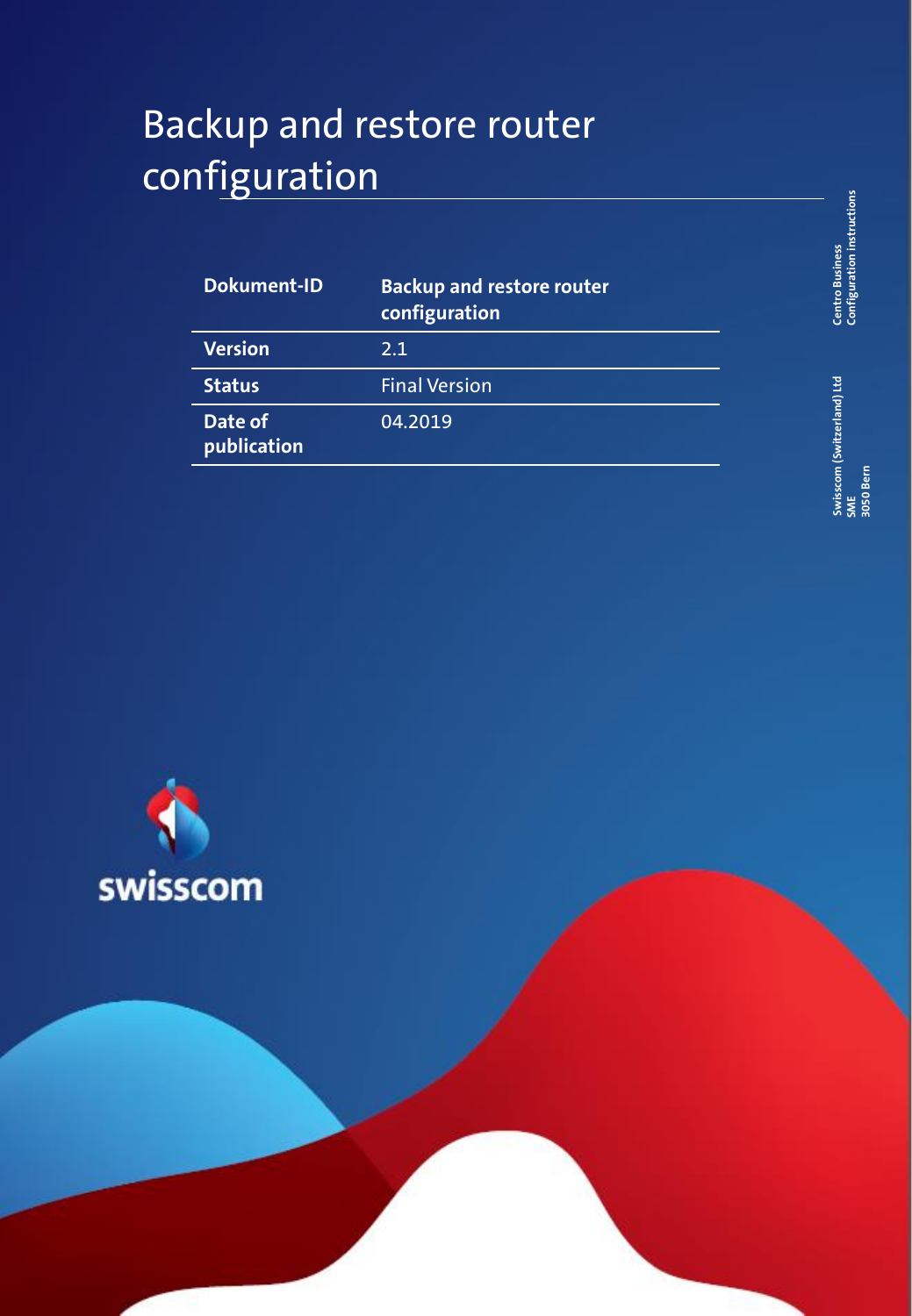# Backup and restore router configuration

| Dokument-ID | **Backup and restore router configuration** |
| --- | --- |
| **Version** | 2.1 |
| **Status** | Final Version |
| **Date of publication** | 04.2019 |

**Centro Business**
**Configuration instructions**

**Swisscom (Switzerland) Ltd**
**SME**
**3050 Bern**

swisscom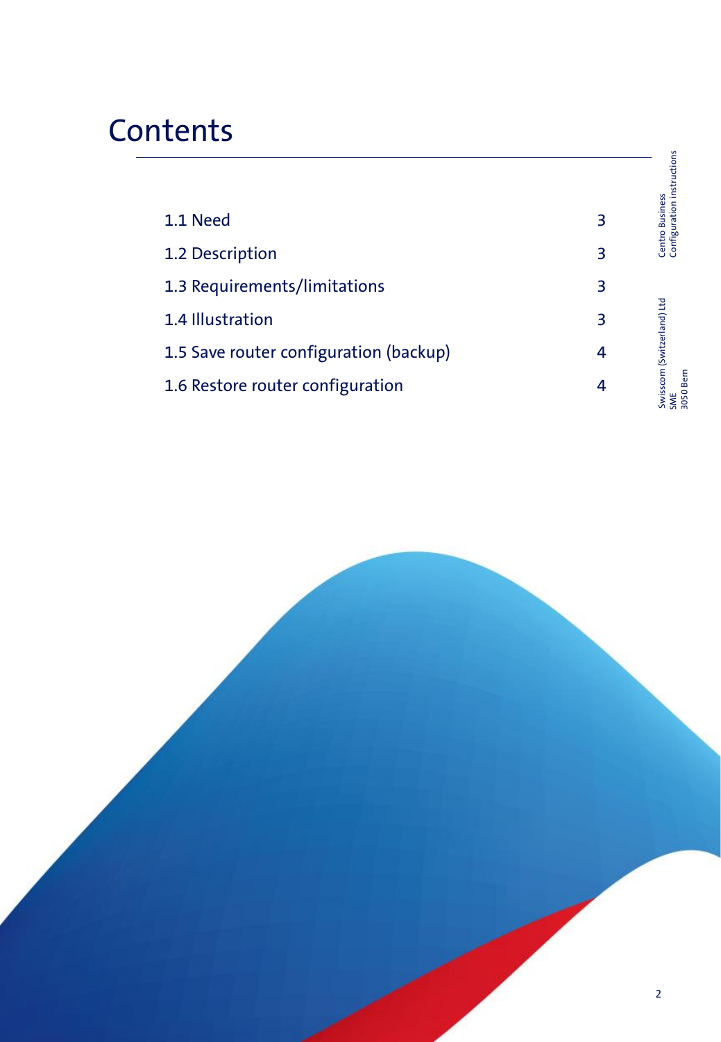# Contents

| | |
|---|---|
| 1.1 Need | 3 |
| 1.2 Description | 3 |
| 1.3 Requirements/limitations | 3 |
| 1.4 Illustration | 3 |
| 1.5 Save router configuration (backup) | 4 |
| 1.6 Restore router configuration | 4 |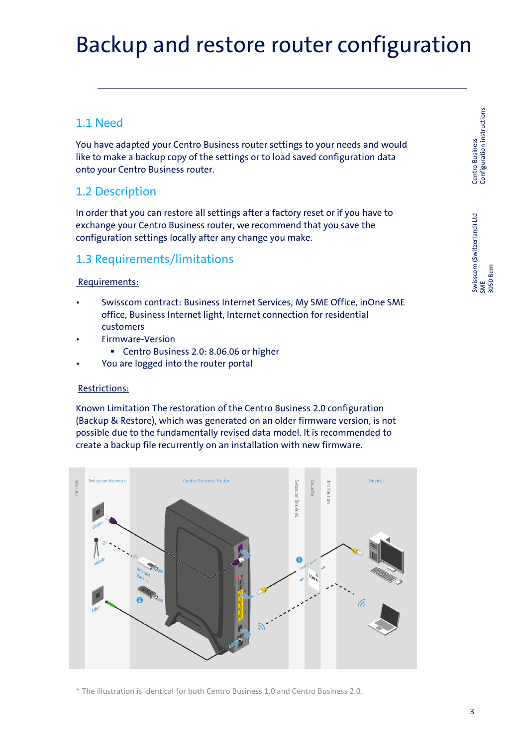# Backup and restore router configuration

## 1.1 Need

You have adapted your Centro Business router settings to your needs and would like to make a backup copy of the settings or to load saved configuration data onto your Centro Business router.

## 1.2 Description

In order that you can restore all settings after a factory reset or if you have to exchange your Centro Business router, we recommend that you save the configuration settings locally after any change you make.

## 1.3 Requirements/limitations

Requirements:

- Swisscom contract: Business Internet Services, My SME Office, inOne SME office, Business Internet light, Internet connection for residential customers
- Firmware-Version
  - Centro Business 2.0: 8.06.06 or higher
- You are logged into the router portal

Restrictions:

Known Limitation The restoration of the Centro Business 2.0 configuration (Backup & Restore), which was generated on an older firmware version, is not possible due to the fundamentally revised data model. It is recommended to create a backup file recurrently on an installation with new firmware.

\* The illustration is identical for both Centro Business 1.0 and Centro Business 2.0.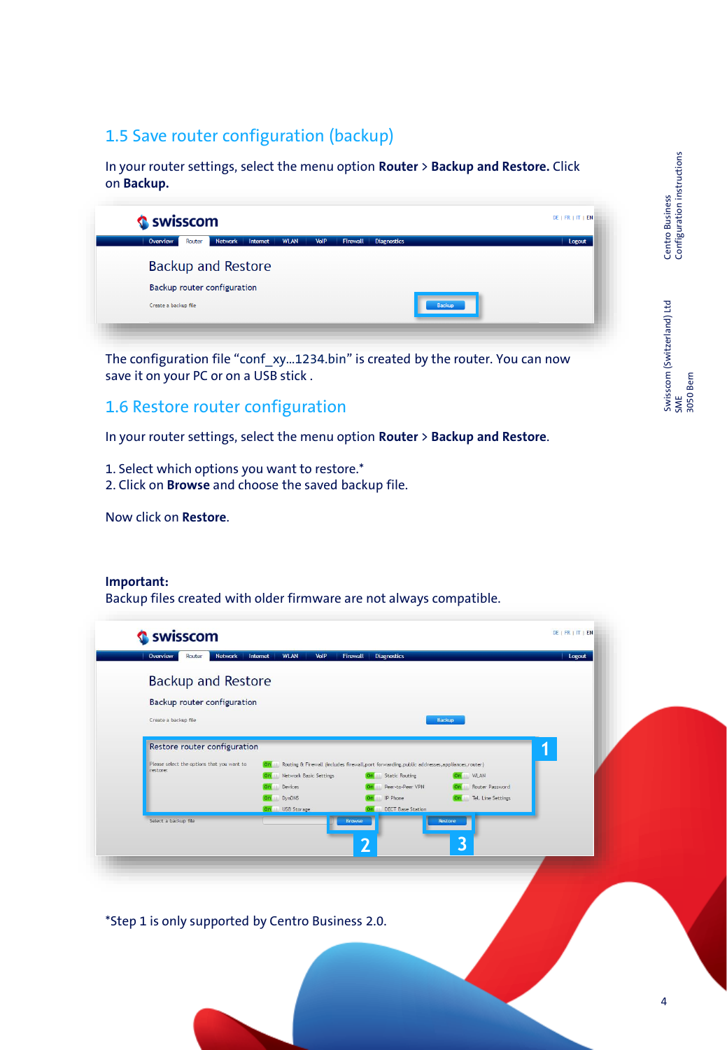## 1.5 Save router configuration (backup)

In your router settings, select the menu option **Router > Backup and Restore.** Click on **Backup.**

The configuration file "conf_xy...1234.bin" is created by the router. You can now save it on your PC or on a USB stick .

## 1.6 Restore router configuration

In your router settings, select the menu option **Router > Backup and Restore**.

1. Select which options you want to restore.*
2. Click on **Browse** and choose the saved backup file.

Now click on **Restore**.

**Important:**
Backup files created with older firmware are not always compatible.

*Step 1 is only supported by Centro Business 2.0.